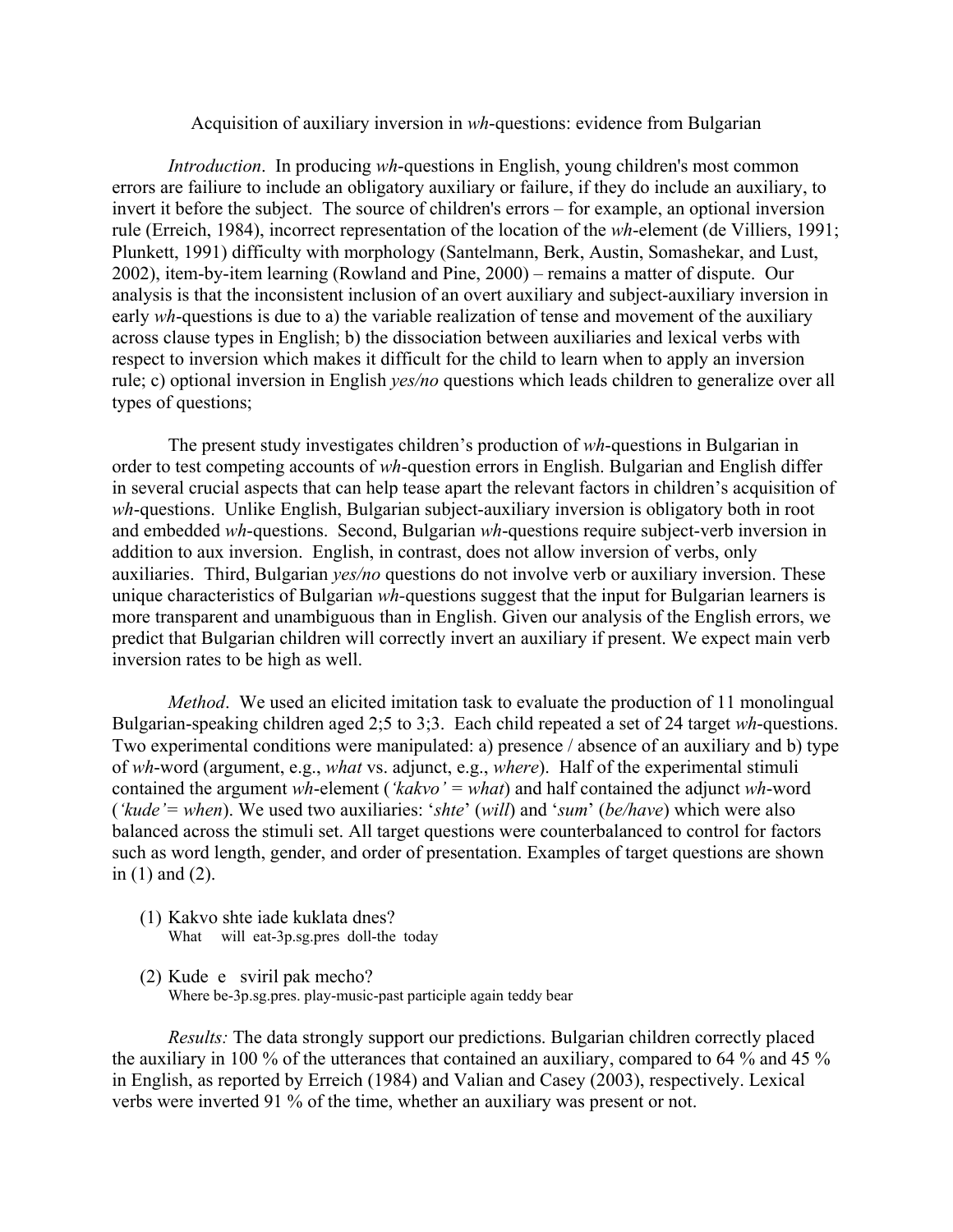Acquisition of auxiliary inversion in *wh*-questions: evidence from Bulgarian

*Introduction*. In producing *wh*-questions in English, young children's most common errors are failiure to include an obligatory auxiliary or failure, if they do include an auxiliary, to invert it before the subject. The source of children's errors – for example, an optional inversion rule (Erreich, 1984), incorrect representation of the location of the *wh*-element (de Villiers, 1991; Plunkett, 1991) difficulty with morphology (Santelmann, Berk, Austin, Somashekar, and Lust, 2002), item-by-item learning (Rowland and Pine, 2000) – remains a matter of dispute. Our analysis is that the inconsistent inclusion of an overt auxiliary and subject-auxiliary inversion in early *wh*-questions is due to a) the variable realization of tense and movement of the auxiliary across clause types in English; b) the dissociation between auxiliaries and lexical verbs with respect to inversion which makes it difficult for the child to learn when to apply an inversion rule; c) optional inversion in English *yes/no* questions which leads children to generalize over all types of questions;

The present study investigates children's production of *wh*-questions in Bulgarian in order to test competing accounts of *wh*-question errors in English. Bulgarian and English differ in several crucial aspects that can help tease apart the relevant factors in children's acquisition of *wh*-questions. Unlike English, Bulgarian subject-auxiliary inversion is obligatory both in root and embedded *wh*-questions. Second, Bulgarian *wh*-questions require subject-verb inversion in addition to aux inversion. English, in contrast, does not allow inversion of verbs, only auxiliaries. Third, Bulgarian *yes/no* questions do not involve verb or auxiliary inversion. These unique characteristics of Bulgarian *wh*-questions suggest that the input for Bulgarian learners is more transparent and unambiguous than in English. Given our analysis of the English errors, we predict that Bulgarian children will correctly invert an auxiliary if present. We expect main verb inversion rates to be high as well.

*Method*. We used an elicited imitation task to evaluate the production of 11 monolingual Bulgarian-speaking children aged 2;5 to 3;3. Each child repeated a set of 24 target *wh*-questions. Two experimental conditions were manipulated: a) presence / absence of an auxiliary and b) type of *wh*-word (argument, e.g., *what* vs. adjunct, e.g., *where*). Half of the experimental stimuli contained the argument *wh*-element (*'kakvo'* = *what*) and half contained the adjunct *wh*-word (*'kude'*= *when*). We used two auxiliaries: '*shte*' (*will*) and '*sum*' (*be/have*) which were also balanced across the stimuli set. All target questions were counterbalanced to control for factors such as word length, gender, and order of presentation. Examples of target questions are shown in (1) and (2).

(1) Kakvo shte iade kuklata dnes?
    What will eat-3p.sg.pres doll-the today

(2) Kude e sviril pak mecho?
    Where be-3p.sg.pres. play-music-past participle again teddy bear

*Results:* The data strongly support our predictions. Bulgarian children correctly placed the auxiliary in 100 % of the utterances that contained an auxiliary, compared to 64 % and 45 % in English, as reported by Erreich (1984) and Valian and Casey (2003), respectively. Lexical verbs were inverted 91 % of the time, whether an auxiliary was present or not.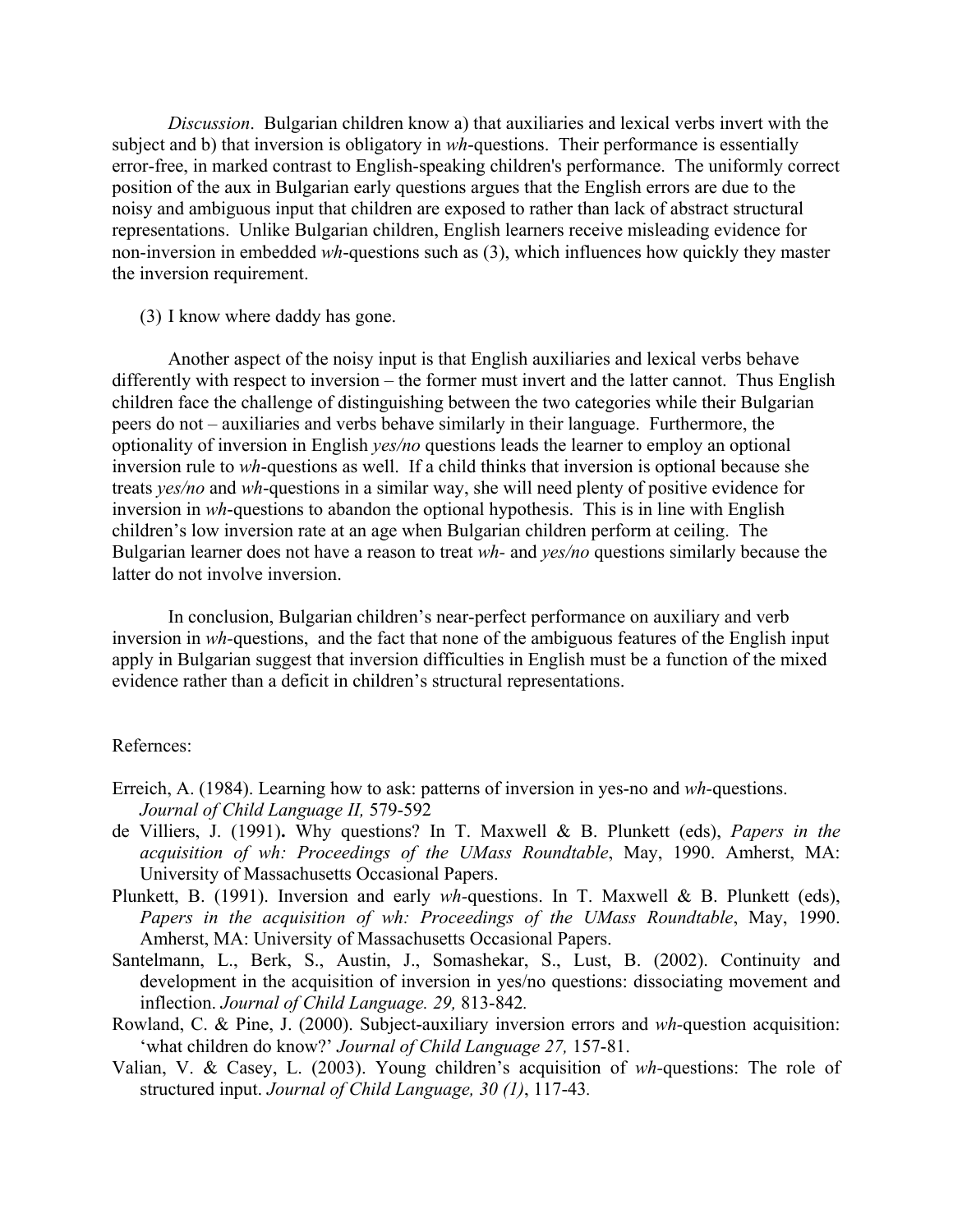*Discussion*. Bulgarian children know a) that auxiliaries and lexical verbs invert with the subject and b) that inversion is obligatory in *wh*-questions. Their performance is essentially error-free, in marked contrast to English-speaking children's performance. The uniformly correct position of the aux in Bulgarian early questions argues that the English errors are due to the noisy and ambiguous input that children are exposed to rather than lack of abstract structural representations. Unlike Bulgarian children, English learners receive misleading evidence for non-inversion in embedded *wh*-questions such as (3), which influences how quickly they master the inversion requirement.

(3) I know where daddy has gone.

Another aspect of the noisy input is that English auxiliaries and lexical verbs behave differently with respect to inversion – the former must invert and the latter cannot. Thus English children face the challenge of distinguishing between the two categories while their Bulgarian peers do not – auxiliaries and verbs behave similarly in their language. Furthermore, the optionality of inversion in English *yes/no* questions leads the learner to employ an optional inversion rule to *wh*-questions as well. If a child thinks that inversion is optional because she treats *yes/no* and *wh*-questions in a similar way, she will need plenty of positive evidence for inversion in *wh*-questions to abandon the optional hypothesis. This is in line with English children's low inversion rate at an age when Bulgarian children perform at ceiling. The Bulgarian learner does not have a reason to treat *wh-* and *yes/no* questions similarly because the latter do not involve inversion.

In conclusion, Bulgarian children's near-perfect performance on auxiliary and verb inversion in *wh*-questions, and the fact that none of the ambiguous features of the English input apply in Bulgarian suggest that inversion difficulties in English must be a function of the mixed evidence rather than a deficit in children's structural representations.

Refernces:

Erreich, A. (1984). Learning how to ask: patterns of inversion in yes-no and *wh*-questions. *Journal of Child Language II,* 579-592

de Villiers, J. (1991). Why questions? In T. Maxwell & B. Plunkett (eds), *Papers in the acquisition of wh: Proceedings of the UMass Roundtable*, May, 1990. Amherst, MA: University of Massachusetts Occasional Papers.

Plunkett, B. (1991). Inversion and early *wh*-questions. In T. Maxwell & B. Plunkett (eds), *Papers in the acquisition of wh: Proceedings of the UMass Roundtable*, May, 1990. Amherst, MA: University of Massachusetts Occasional Papers.

Santelmann, L., Berk, S., Austin, J., Somashekar, S., Lust, B. (2002). Continuity and development in the acquisition of inversion in yes/no questions: dissociating movement and inflection. *Journal of Child Language. 29,* 813-842*.*

Rowland, C. & Pine, J. (2000). Subject-auxiliary inversion errors and *wh*-question acquisition: 'what children do know?' *Journal of Child Language 27,* 157-81.

Valian, V. & Casey, L. (2003). Young children's acquisition of *wh*-questions: The role of structured input. *Journal of Child Language, 30 (1)*, 117-43.